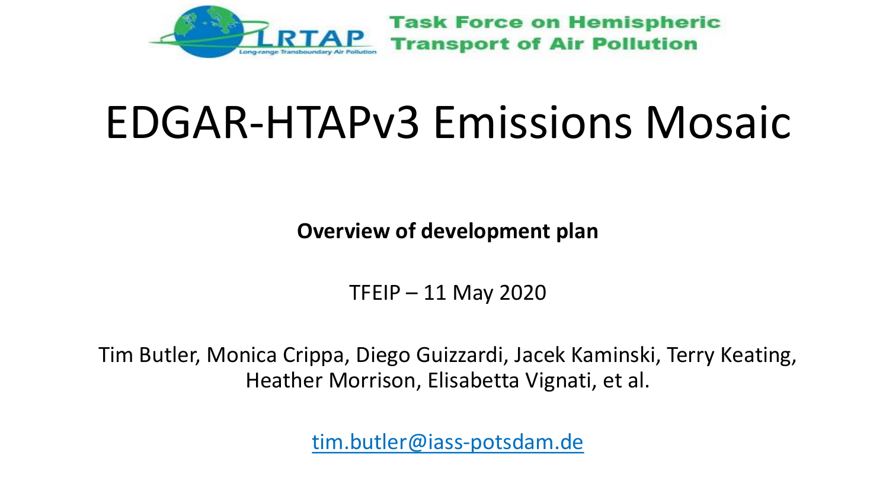LRTAP
Long-range Transboundary Air Pollution

**Task Force on Hemispheric Transport of Air Pollution**

# EDGAR-HTAPv3 Emissions Mosaic

**Overview of development plan**

TFEIP – 11 May 2020

Tim Butler, Monica Crippa, Diego Guizzardi, Jacek Kaminski, Terry Keating, Heather Morrison, Elisabetta Vignati, et al.

tim.butler@iass-potsdam.de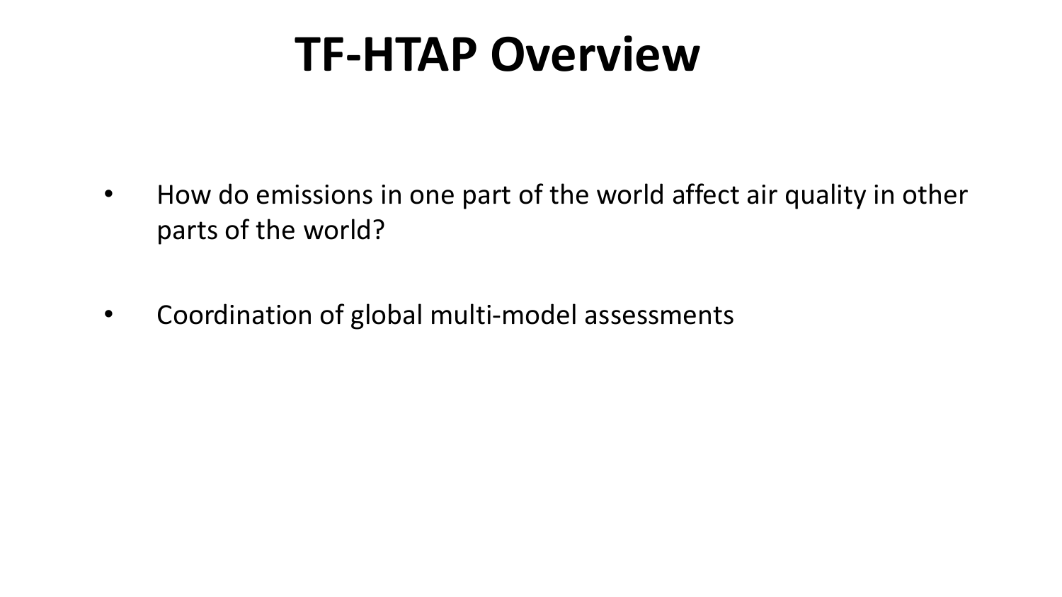# TF-HTAP Overview

- How do emissions in one part of the world affect air quality in other parts of the world?
- Coordination of global multi-model assessments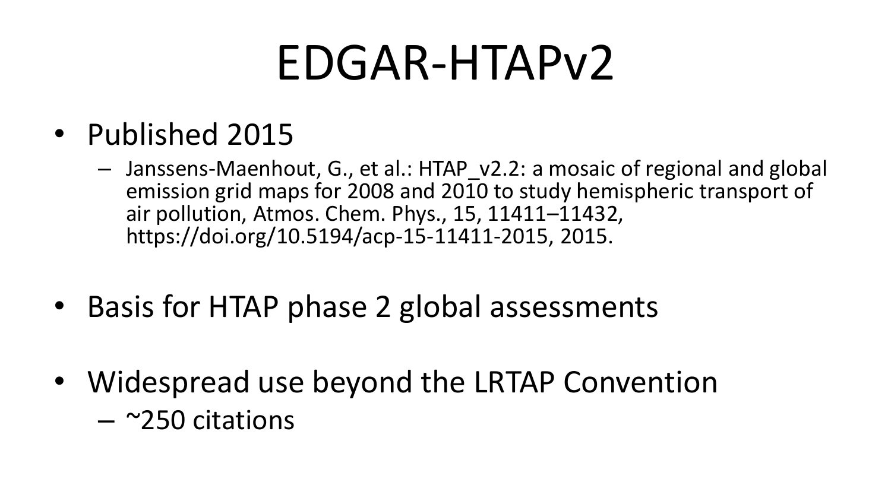# EDGAR-HTAPv2

- Published 2015
  - Janssens-Maenhout, G., et al.: HTAP_v2.2: a mosaic of regional and global emission grid maps for 2008 and 2010 to study hemispheric transport of air pollution, Atmos. Chem. Phys., 15, 11411–11432, https://doi.org/10.5194/acp-15-11411-2015, 2015.
- Basis for HTAP phase 2 global assessments
- Widespread use beyond the LRTAP Convention
  - ~250 citations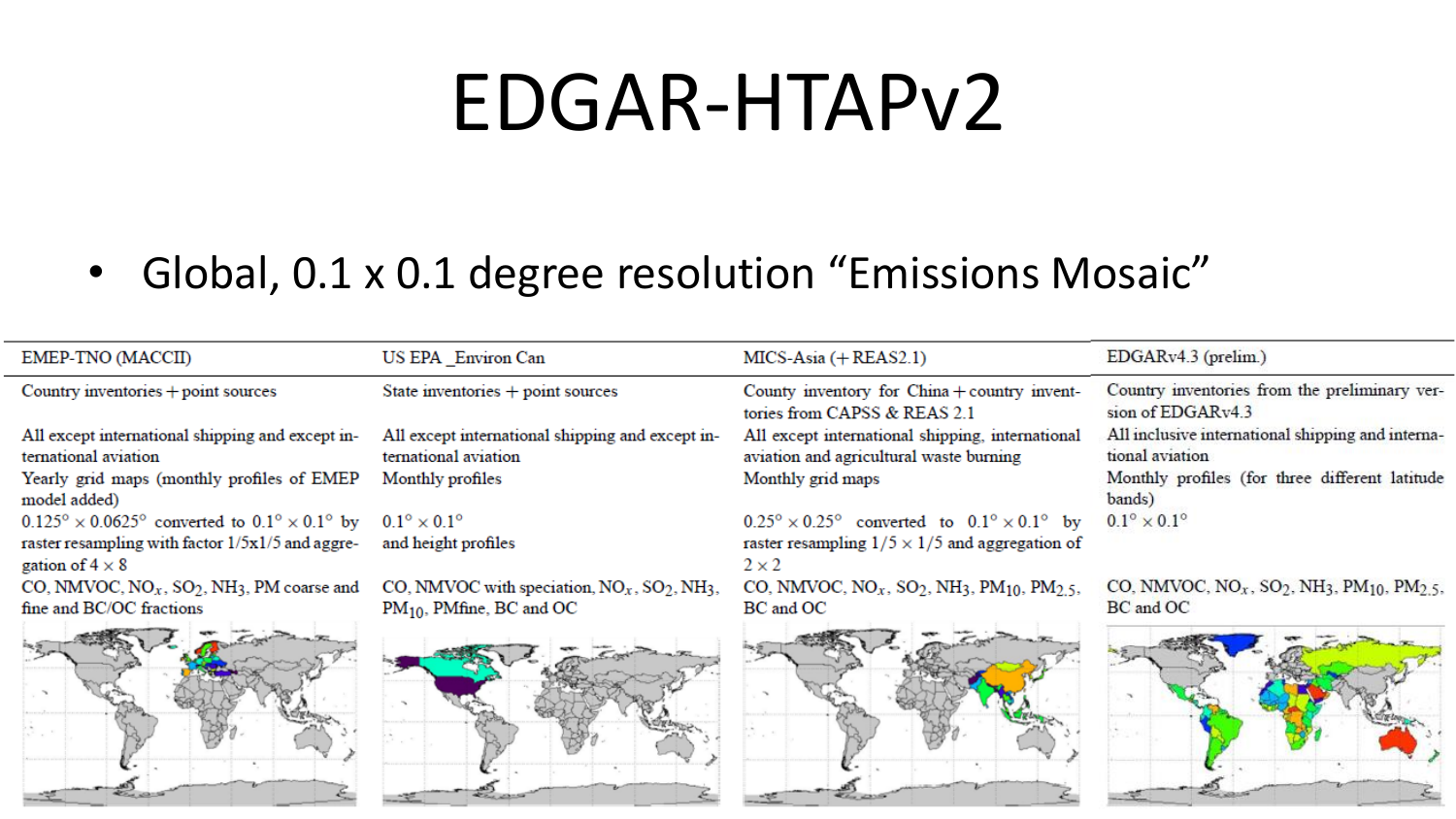# EDGAR-HTAPv2

- Global, 0.1 x 0.1 degree resolution "Emissions Mosaic"

| EMEP-TNO (MACCII) | US EPA _Environ Can | MICS-Asia (+REAS2.1) | EDGARv4.3 (prelim.) |
| --- | --- | --- | --- |
| Country inventories + point sources | State inventories + point sources | County inventory for China + country inventories from CAPSS & REAS 2.1 | Country inventories from the preliminary version of EDGARv4.3 |
| All except international shipping and except international aviation | All except international shipping and except international aviation | All except international shipping, international aviation and agricultural waste burning | All inclusive international shipping and international aviation |
| Yearly grid maps (monthly profiles of EMEP model added) | Monthly profiles | Monthly grid maps | Monthly profiles (for three different latitude bands) |
| $0.125° \times 0.0625°$ converted to $0.1° \times 0.1°$ by raster resampling with factor 1/5x1/5 and aggregation of $4 \times 8$ | $0.1° \times 0.1°$ and height profiles | $0.25° \times 0.25°$ converted to $0.1° \times 0.1°$ by raster resampling $1/5 \times 1/5$ and aggregation of $2 \times 2$ | $0.1° \times 0.1°$ |
| CO, NMVOC, $NO_x$, $SO_2$, $NH_3$, PM coarse and fine and BC/OC fractions | CO, NMVOC with speciation, $NO_x$, $SO_2$, $NH_3$, $PM_{10}$, PMfine, BC and OC | CO, NMVOC, $NO_x$, $SO_2$, $NH_3$, $PM_{10}$, $PM_{2.5}$, BC and OC | CO, NMVOC, $NO_x$, $SO_2$, $NH_3$, $PM_{10}$, $PM_{2.5}$, BC and OC |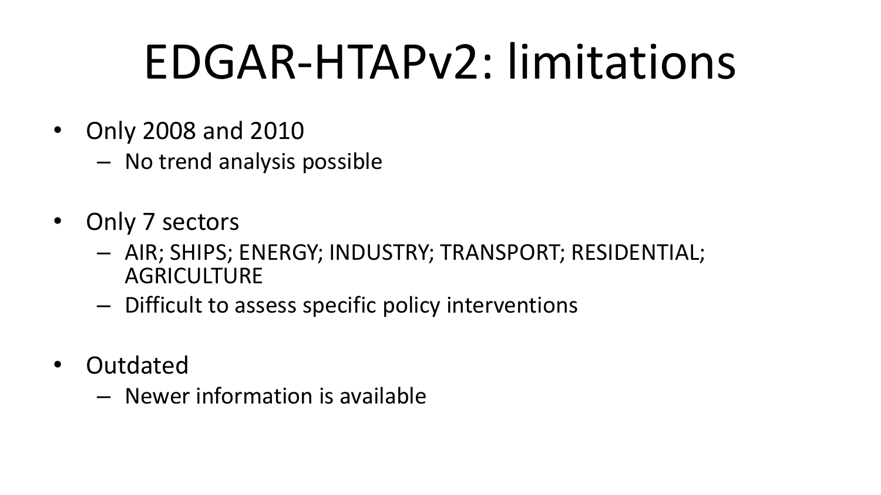# EDGAR-HTAPv2: limitations

- Only 2008 and 2010
  - No trend analysis possible
- Only 7 sectors
  - AIR; SHIPS; ENERGY; INDUSTRY; TRANSPORT; RESIDENTIAL; AGRICULTURE
  - Difficult to assess specific policy interventions
- Outdated
  - Newer information is available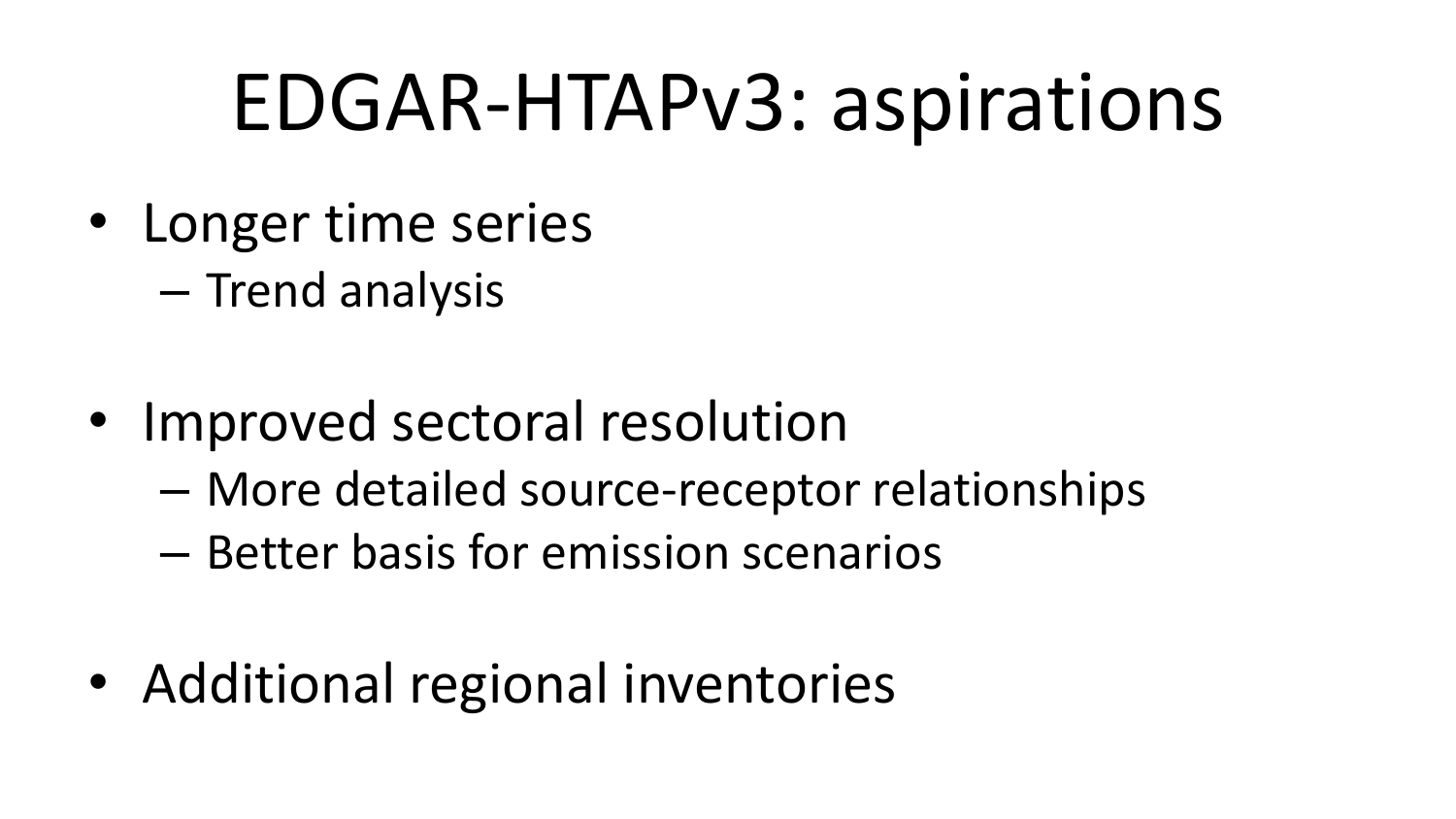# EDGAR-HTAPv3: aspirations

- Longer time series
  - Trend analysis
- Improved sectoral resolution
  - More detailed source-receptor relationships
  - Better basis for emission scenarios
- Additional regional inventories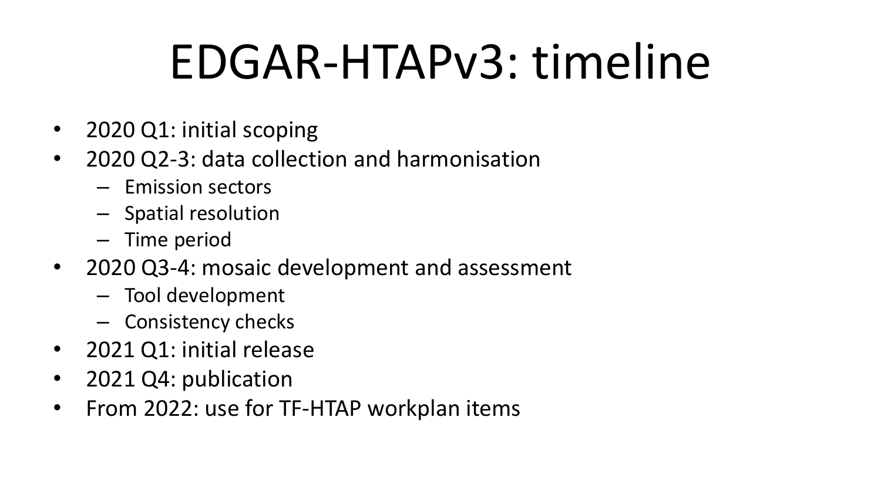# EDGAR-HTAPv3: timeline

- 2020 Q1: initial scoping
- 2020 Q2-3: data collection and harmonisation
  - Emission sectors
  - Spatial resolution
  - Time period
- 2020 Q3-4: mosaic development and assessment
  - Tool development
  - Consistency checks
- 2021 Q1: initial release
- 2021 Q4: publication
- From 2022: use for TF-HTAP workplan items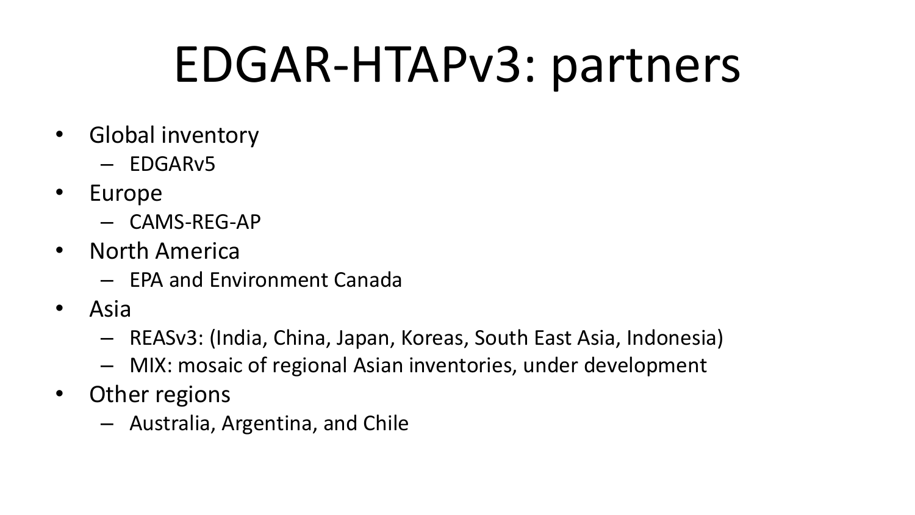# EDGAR-HTAPv3: partners

- Global inventory
  - EDGARv5
- Europe
  - CAMS-REG-AP
- North America
  - EPA and Environment Canada
- Asia
  - REASv3: (India, China, Japan, Koreas, South East Asia, Indonesia)
  - MIX: mosaic of regional Asian inventories, under development
- Other regions
  - Australia, Argentina, and Chile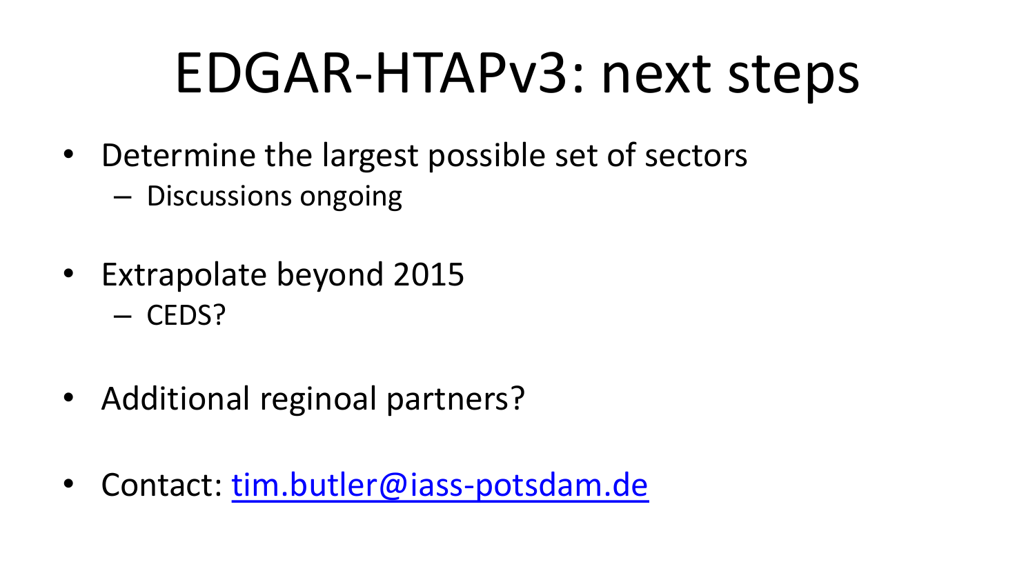# EDGAR-HTAPv3: next steps

- Determine the largest possible set of sectors
  - Discussions ongoing
- Extrapolate beyond 2015
  - CEDS?
- Additional reginoal partners?
- Contact: tim.butler@iass-potsdam.de